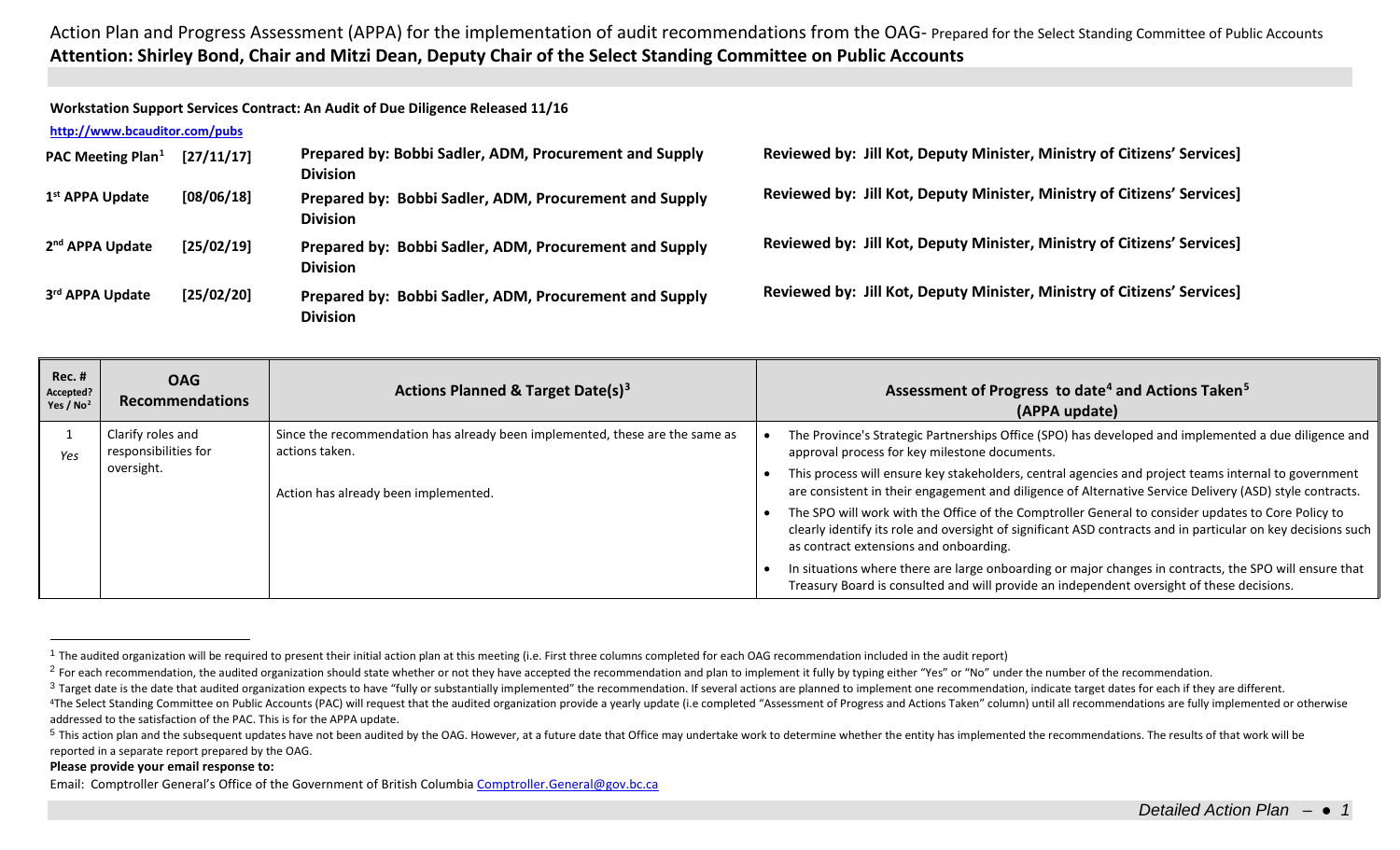Action Plan and Progress Assessment (APPA) for the implementation of audit recommendations from the OAG- Prepared for the Select Standing Committee of Public Accounts

**Attention: Shirley Bond, Chair and Mitzi Dean, Deputy Chair of the Select Standing Committee on Public Accounts**

**Workstation Support Services Contract: An Audit of Due Diligence Released 11/16**

**http://www.bcauditor.com/pubs**

| | | | |
|---|---|---|---|
| **PAC Meeting Plan[1]** | **[27/11/17]** | **Prepared by: Bobbi Sadler, ADM, Procurement and Supply Division** | **Reviewed by: Jill Kot, Deputy Minister, Ministry of Citizens' Services]** |
| **1st APPA Update** | **[08/06/18]** | **Prepared by: Bobbi Sadler, ADM, Procurement and Supply Division** | **Reviewed by: Jill Kot, Deputy Minister, Ministry of Citizens' Services]** |
| **2nd APPA Update** | **[25/02/19]** | **Prepared by: Bobbi Sadler, ADM, Procurement and Supply Division** | **Reviewed by: Jill Kot, Deputy Minister, Ministry of Citizens' Services]** |
| **3rd APPA Update** | **[25/02/20]** | **Prepared by: Bobbi Sadler, ADM, Procurement and Supply Division** | **Reviewed by: Jill Kot, Deputy Minister, Ministry of Citizens' Services]** |

| **Rec. #** Accepted? Yes / No[2] | **OAG Recommendations** | **Actions Planned & Target Date(s)[3]** | **Assessment of Progress to date[4] and Actions Taken[5] (APPA update)** |
|---|---|---|---|
| 1 *Yes* | Clarify roles and responsibilities for oversight. | Since the recommendation has already been implemented, these are the same as actions taken.<br><br>Action has already been implemented. | • The Province's Strategic Partnerships Office (SPO) has developed and implemented a due diligence and approval process for key milestone documents.<br>• This process will ensure key stakeholders, central agencies and project teams internal to government are consistent in their engagement and diligence of Alternative Service Delivery (ASD) style contracts.<br>• The SPO will work with the Office of the Comptroller General to consider updates to Core Policy to clearly identify its role and oversight of significant ASD contracts and in particular on key decisions such as contract extensions and onboarding.<br>• In situations where there are large onboarding or major changes in contracts, the SPO will ensure that Treasury Board is consulted and will provide an independent oversight of these decisions. |

[1] The audited organization will be required to present their initial action plan at this meeting (i.e. First three columns completed for each OAG recommendation included in the audit report)

[2] For each recommendation, the audited organization should state whether or not they have accepted the recommendation and plan to implement it fully by typing either "Yes" or "No" under the number of the recommendation.

[3] Target date is the date that audited organization expects to have "fully or substantially implemented" the recommendation. If several actions are planned to implement one recommendation, indicate target dates for each if they are different.

[4] The Select Standing Committee on Public Accounts (PAC) will request that the audited organization provide a yearly update (i.e completed "Assessment of Progress and Actions Taken" column) until all recommendations are fully implemented or otherwise addressed to the satisfaction of the PAC. This is for the APPA update.

[5] This action plan and the subsequent updates have not been audited by the OAG. However, at a future date that Office may undertake work to determine whether the entity has implemented the recommendations. The results of that work will be reported in a separate report prepared by the OAG.

**Please provide your email response to:**

Email: Comptroller General's Office of the Government of British Columbia Comptroller.General@gov.bc.ca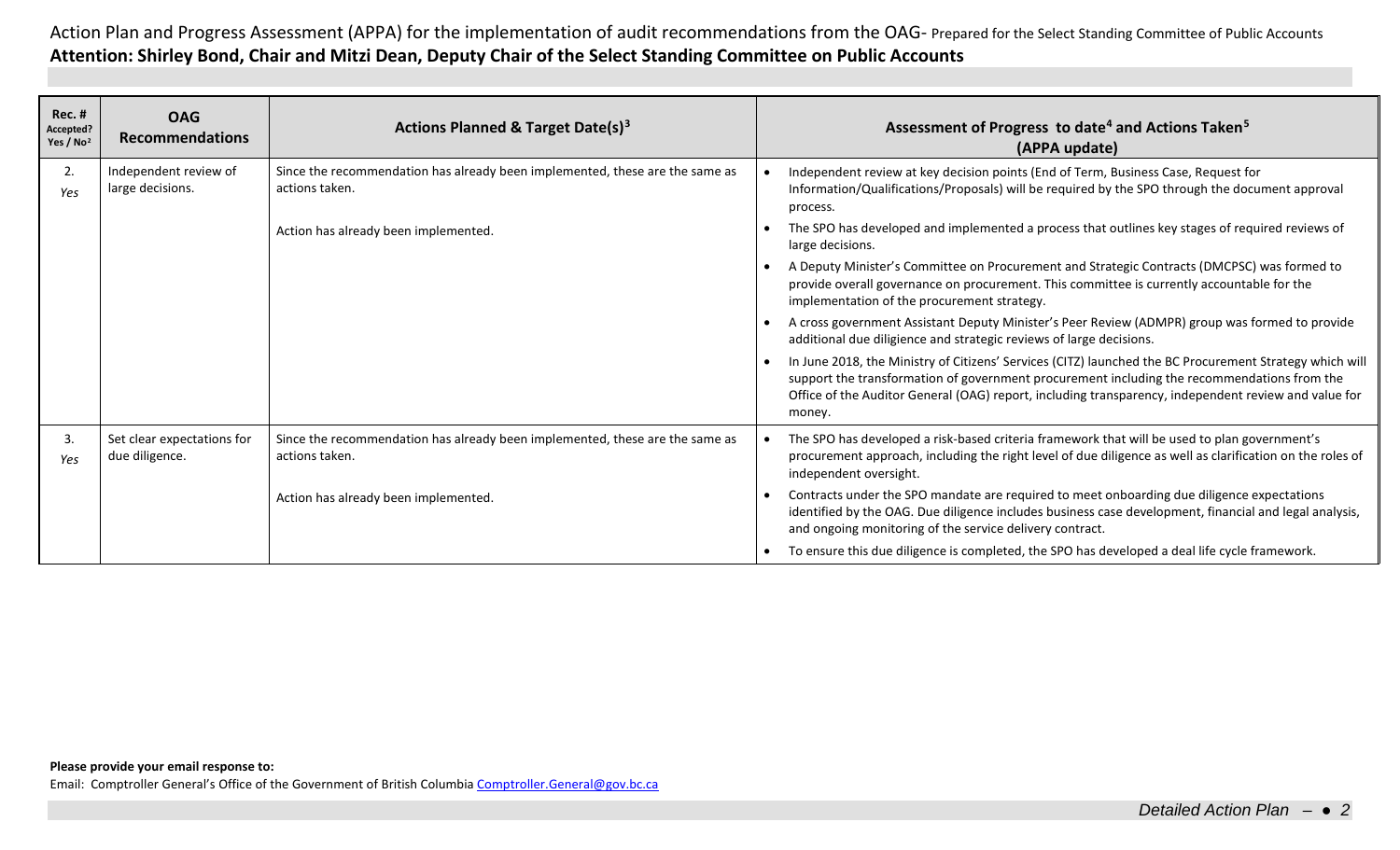Action Plan and Progress Assessment (APPA) for the implementation of audit recommendations from the OAG- Prepared for the Select Standing Committee of Public Accounts

**Attention: Shirley Bond, Chair and Mitzi Dean, Deputy Chair of the Select Standing Committee on Public Accounts**

| Rec. # Accepted? Yes / No[2] | OAG Recommendations | Actions Planned & Target Date(s)[3] | Assessment of Progress to date[4] and Actions Taken[5] (APPA update) |
|---|---|---|---|
| 2. *Yes* | Independent review of large decisions. | Since the recommendation has already been implemented, these are the same as actions taken.<br><br>Action has already been implemented. | • Independent review at key decision points (End of Term, Business Case, Request for Information/Qualifications/Proposals) will be required by the SPO through the document approval process.<br>• The SPO has developed and implemented a process that outlines key stages of required reviews of large decisions.<br>• A Deputy Minister's Committee on Procurement and Strategic Contracts (DMCPSC) was formed to provide overall governance on procurement. This committee is currently accountable for the implementation of the procurement strategy.<br>• A cross government Assistant Deputy Minister's Peer Review (ADMPR) group was formed to provide additional due diligence and strategic reviews of large decisions.<br>• In June 2018, the Ministry of Citizens' Services (CITZ) launched the BC Procurement Strategy which will support the transformation of government procurement including the recommendations from the Office of the Auditor General (OAG) report, including transparency, independent review and value for money. |
| 3. *Yes* | Set clear expectations for due diligence. | Since the recommendation has already been implemented, these are the same as actions taken.<br><br>Action has already been implemented. | • The SPO has developed a risk-based criteria framework that will be used to plan government's procurement approach, including the right level of due diligence as well as clarification on the roles of independent oversight.<br>• Contracts under the SPO mandate are required to meet onboarding due diligence expectations identified by the OAG. Due diligence includes business case development, financial and legal analysis, and ongoing monitoring of the service delivery contract.<br>• To ensure this due diligence is completed, the SPO has developed a deal life cycle framework. |

**Please provide your email response to:**

Email: Comptroller General's Office of the Government of British Columbia Comptroller.General@gov.bc.ca

*Detailed Action Plan*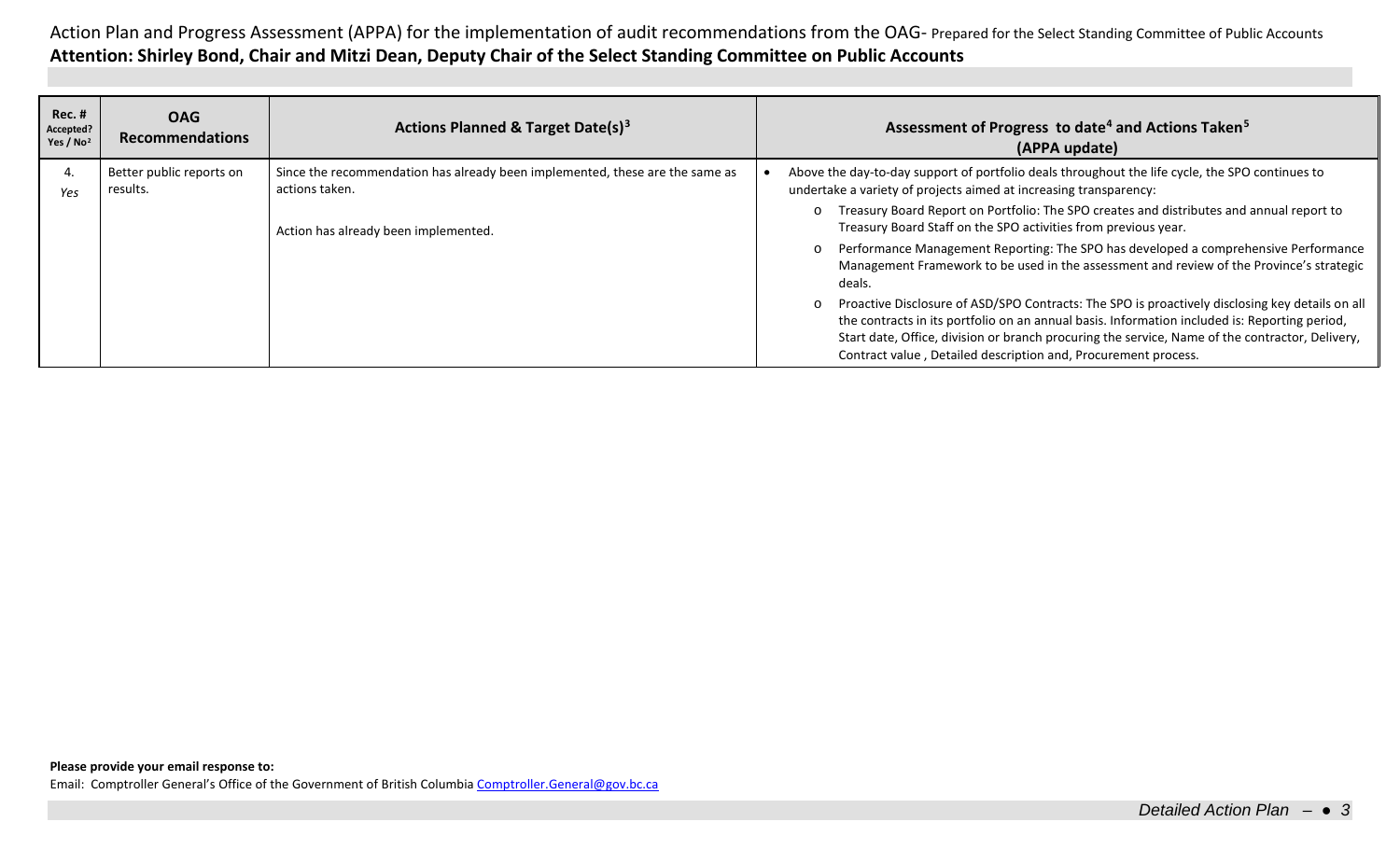Action Plan and Progress Assessment (APPA) for the implementation of audit recommendations from the OAG- Prepared for the Select Standing Committee of Public Accounts

**Attention: Shirley Bond, Chair and Mitzi Dean, Deputy Chair of the Select Standing Committee on Public Accounts**

| **Rec. # Accepted? Yes / No**[2] | **OAG Recommendations** | **Actions Planned & Target Date(s)**[3] | **Assessment of Progress to date**[4] **and Actions Taken**[5] **(APPA update)** |
|---|---|---|---|
| 4. *Yes* | Better public reports on results. | Since the recommendation has already been implemented, these are the same as actions taken.<br><br>Action has already been implemented. | • Above the day-to-day support of portfolio deals throughout the life cycle, the SPO continues to undertake a variety of projects aimed at increasing transparency:<br>o Treasury Board Report on Portfolio: The SPO creates and distributes and annual report to Treasury Board Staff on the SPO activities from previous year.<br>o Performance Management Reporting: The SPO has developed a comprehensive Performance Management Framework to be used in the assessment and review of the Province's strategic deals.<br>o Proactive Disclosure of ASD/SPO Contracts: The SPO is proactively disclosing key details on all the contracts in its portfolio on an annual basis. Information included is: Reporting period, Start date, Office, division or branch procuring the service, Name of the contractor, Delivery, Contract value , Detailed description and, Procurement process. |

**Please provide your email response to:**

Email: Comptroller General's Office of the Government of British Columbia Comptroller.General@gov.bc.ca